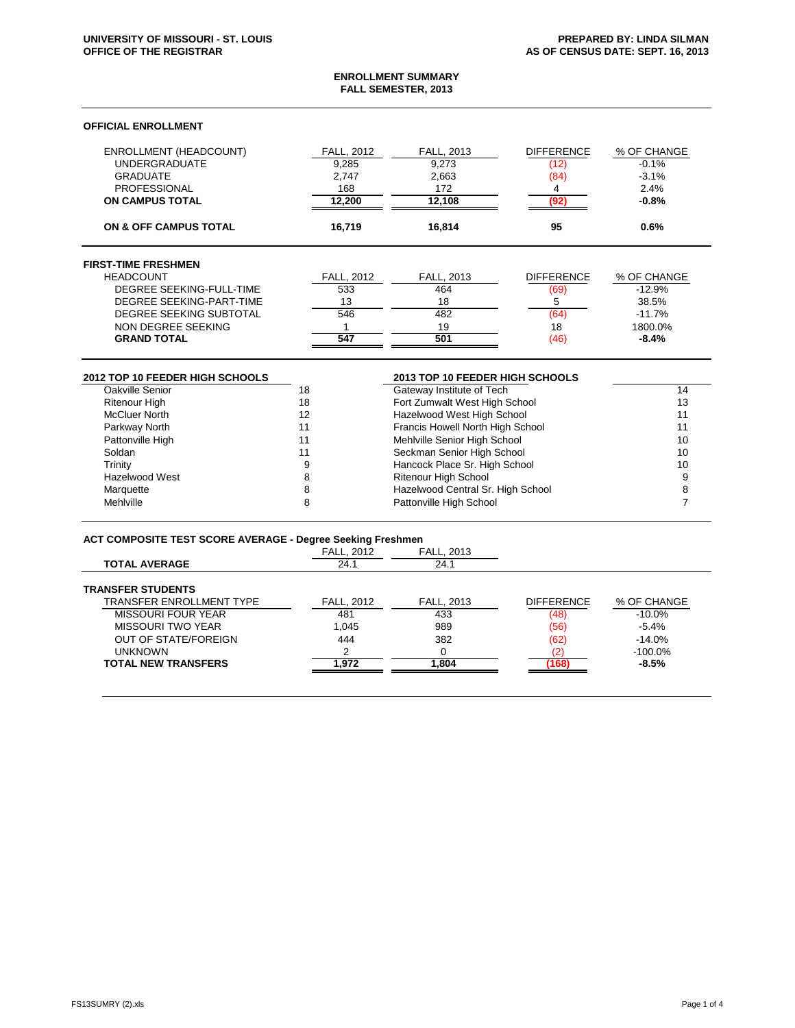UNIVERSITY OF MISSOURI - ST. LOUIS
OFFICE OF THE REGISTRAR

PREPARED BY: LINDA SILMAN
AS OF CENSUS DATE: SEPT. 16, 2013

## ENROLLMENT SUMMARY
## FALL SEMESTER, 2013

### OFFICIAL ENROLLMENT

| ENROLLMENT (HEADCOUNT) | FALL, 2012 | FALL, 2013 | DIFFERENCE | % OF CHANGE |
|---|---|---|---|---|
| UNDERGRADUATE | 9,285 | 9,273 | (12) | -0.1% |
| GRADUATE | 2,747 | 2,663 | (84) | -3.1% |
| PROFESSIONAL | 168 | 172 | 4 | 2.4% |
| **ON CAMPUS TOTAL** | **12,200** | **12,108** | **(92)** | **-0.8%** |
| **ON & OFF CAMPUS TOTAL** | **16,719** | **16,814** | **95** | **0.6%** |

### FIRST-TIME FRESHMEN

| HEADCOUNT | FALL, 2012 | FALL, 2013 | DIFFERENCE | % OF CHANGE |
|---|---|---|---|---|
| DEGREE SEEKING-FULL-TIME | 533 | 464 | (69) | -12.9% |
| DEGREE SEEKING-PART-TIME | 13 | 18 | 5 | 38.5% |
| DEGREE SEEKING SUBTOTAL | 546 | 482 | (64) | -11.7% |
| NON DEGREE SEEKING | 1 | 19 | 18 | 1800.0% |
| **GRAND TOTAL** | **547** | **501** | (46) | **-8.4%** |

| 2012 TOP 10 FEEDER HIGH SCHOOLS | | 2013 TOP 10 FEEDER HIGH SCHOOLS | |
|---|---|---|---|
| Oakville Senior | 18 | Gateway Institute of Tech | 14 |
| Ritenour High | 18 | Fort Zumwalt West High School | 13 |
| McCluer North | 12 | Hazelwood West High School | 11 |
| Parkway North | 11 | Francis Howell North High School | 11 |
| Pattonville High | 11 | Mehlville Senior High School | 10 |
| Soldan | 11 | Seckman Senior High School | 10 |
| Trinity | 9 | Hancock Place Sr. High School | 10 |
| Hazelwood West | 8 | Ritenour High School | 9 |
| Marquette | 8 | Hazelwood Central Sr. High School | 8 |
| Mehlville | 8 | Pattonville High School | 7 |

### ACT COMPOSITE TEST SCORE AVERAGE - Degree Seeking Freshmen

| | FALL, 2012 | FALL, 2013 |
|---|---|---|
| **TOTAL AVERAGE** | 24.1 | 24.1 |

### TRANSFER STUDENTS

| TRANSFER ENROLLMENT TYPE | FALL, 2012 | FALL, 2013 | DIFFERENCE | % OF CHANGE |
|---|---|---|---|---|
| MISSOURI FOUR YEAR | 481 | 433 | (48) | -10.0% |
| MISSOURI TWO YEAR | 1,045 | 989 | (56) | -5.4% |
| OUT OF STATE/FOREIGN | 444 | 382 | (62) | -14.0% |
| UNKNOWN | 2 | 0 | (2) | -100.0% |
| **TOTAL NEW TRANSFERS** | **1,972** | **1,804** | **(168)** | **-8.5%** |

FS13SUMRY (2).xls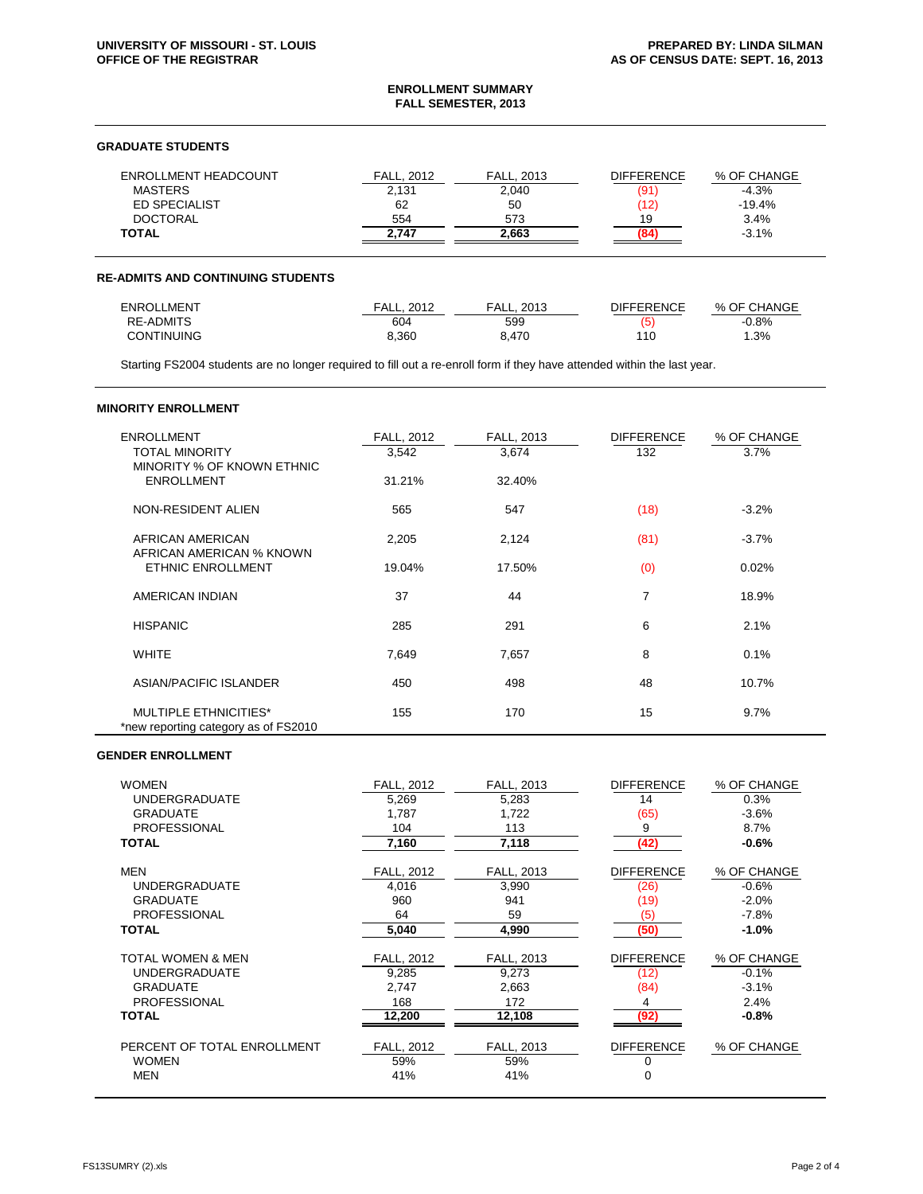UNIVERSITY OF MISSOURI - ST. LOUIS
OFFICE OF THE REGISTRAR

PREPARED BY: LINDA SILMAN
AS OF CENSUS DATE: SEPT. 16, 2013

## ENROLLMENT SUMMARY
## FALL SEMESTER, 2013

### GRADUATE STUDENTS

| ENROLLMENT HEADCOUNT | FALL, 2012 | FALL, 2013 | DIFFERENCE | % OF CHANGE |
|---|---|---|---|---|
| MASTERS | 2,131 | 2,040 | (91) | -4.3% |
| ED SPECIALIST | 62 | 50 | (12) | -19.4% |
| DOCTORAL | 554 | 573 | 19 | 3.4% |
| **TOTAL** | **2,747** | **2,663** | **(84)** | -3.1% |

### RE-ADMITS AND CONTINUING STUDENTS

| ENROLLMENT | FALL, 2012 | FALL, 2013 | DIFFERENCE | % OF CHANGE |
|---|---|---|---|---|
| RE-ADMITS | 604 | 599 | (5) | -0.8% |
| CONTINUING | 8,360 | 8,470 | 110 | 1.3% |

Starting FS2004 students are no longer required to fill out a re-enroll form if they have attended within the last year.

### MINORITY ENROLLMENT

| ENROLLMENT | FALL, 2012 | FALL, 2013 | DIFFERENCE | % OF CHANGE |
|---|---|---|---|---|
| TOTAL MINORITY | 3,542 | 3,674 | 132 | 3.7% |
| MINORITY % OF KNOWN ETHNIC ENROLLMENT | 31.21% | 32.40% | | |
| NON-RESIDENT ALIEN | 565 | 547 | (18) | -3.2% |
| AFRICAN AMERICAN | 2,205 | 2,124 | (81) | -3.7% |
| AFRICAN AMERICAN % KNOWN ETHNIC ENROLLMENT | 19.04% | 17.50% | (0) | 0.02% |
| AMERICAN INDIAN | 37 | 44 | 7 | 18.9% |
| HISPANIC | 285 | 291 | 6 | 2.1% |
| WHITE | 7,649 | 7,657 | 8 | 0.1% |
| ASIAN/PACIFIC ISLANDER | 450 | 498 | 48 | 10.7% |
| MULTIPLE ETHNICITIES* | 155 | 170 | 15 | 9.7% |

*new reporting category as of FS2010

### GENDER ENROLLMENT

| WOMEN | FALL, 2012 | FALL, 2013 | DIFFERENCE | % OF CHANGE |
|---|---|---|---|---|
| UNDERGRADUATE | 5,269 | 5,283 | 14 | 0.3% |
| GRADUATE | 1,787 | 1,722 | (65) | -3.6% |
| PROFESSIONAL | 104 | 113 | 9 | 8.7% |
| **TOTAL** | **7,160** | **7,118** | **(42)** | **-0.6%** |

| MEN | FALL, 2012 | FALL, 2013 | DIFFERENCE | % OF CHANGE |
|---|---|---|---|---|
| UNDERGRADUATE | 4,016 | 3,990 | (26) | -0.6% |
| GRADUATE | 960 | 941 | (19) | -2.0% |
| PROFESSIONAL | 64 | 59 | (5) | -7.8% |
| **TOTAL** | **5,040** | **4,990** | **(50)** | **-1.0%** |

| TOTAL WOMEN & MEN | FALL, 2012 | FALL, 2013 | DIFFERENCE | % OF CHANGE |
|---|---|---|---|---|
| UNDERGRADUATE | 9,285 | 9,273 | (12) | -0.1% |
| GRADUATE | 2,747 | 2,663 | (84) | -3.1% |
| PROFESSIONAL | 168 | 172 | 4 | 2.4% |
| **TOTAL** | **12,200** | **12,108** | **(92)** | **-0.8%** |

| PERCENT OF TOTAL ENROLLMENT | FALL, 2012 | FALL, 2013 | DIFFERENCE | % OF CHANGE |
|---|---|---|---|---|
| WOMEN | 59% | 59% | 0 | |
| MEN | 41% | 41% | 0 | |

FS13SUMRY (2).xls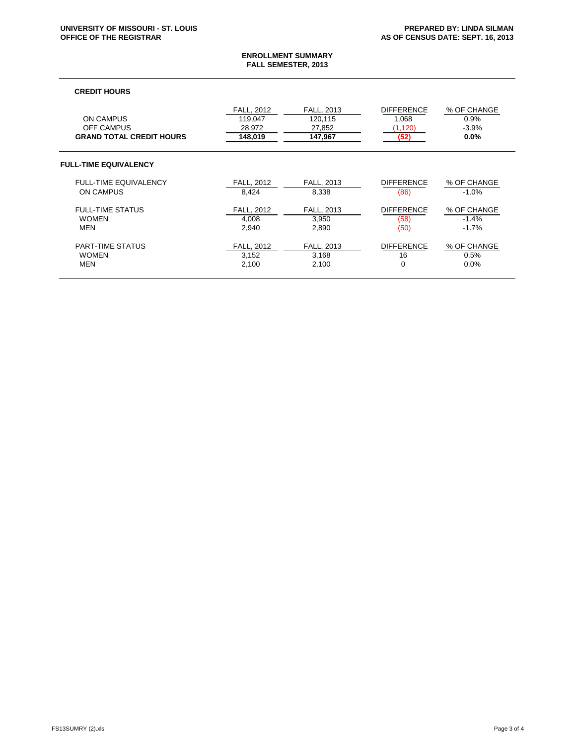**UNIVERSITY OF MISSOURI - ST. LOUIS**
**OFFICE OF THE REGISTRAR**

**PREPARED BY: LINDA SILMAN**
**AS OF CENSUS DATE: SEPT. 16, 2013**

## ENROLLMENT SUMMARY
## FALL SEMESTER, 2013

### CREDIT HOURS

| | FALL, 2012 | FALL, 2013 | DIFFERENCE | % OF CHANGE |
|---|---|---|---|---|
| ON CAMPUS | 119,047 | 120,115 | 1,068 | 0.9% |
| OFF CAMPUS | 28,972 | 27,852 | (1,120) | -3.9% |
| **GRAND TOTAL CREDIT HOURS** | **148,019** | **147,967** | **(52)** | **0.0%** |

### FULL-TIME EQUIVALENCY

| FULL-TIME EQUIVALENCY | FALL, 2012 | FALL, 2013 | DIFFERENCE | % OF CHANGE |
|---|---|---|---|---|
| ON CAMPUS | 8,424 | 8,338 | (86) | -1.0% |

| FULL-TIME STATUS | FALL, 2012 | FALL, 2013 | DIFFERENCE | % OF CHANGE |
|---|---|---|---|---|
| WOMEN | 4,008 | 3,950 | (58) | -1.4% |
| MEN | 2,940 | 2,890 | (50) | -1.7% |

| PART-TIME STATUS | FALL, 2012 | FALL, 2013 | DIFFERENCE | % OF CHANGE |
|---|---|---|---|---|
| WOMEN | 3,152 | 3,168 | 16 | 0.5% |
| MEN | 2,100 | 2,100 | 0 | 0.0% |

FS13SUMRY (2).xls